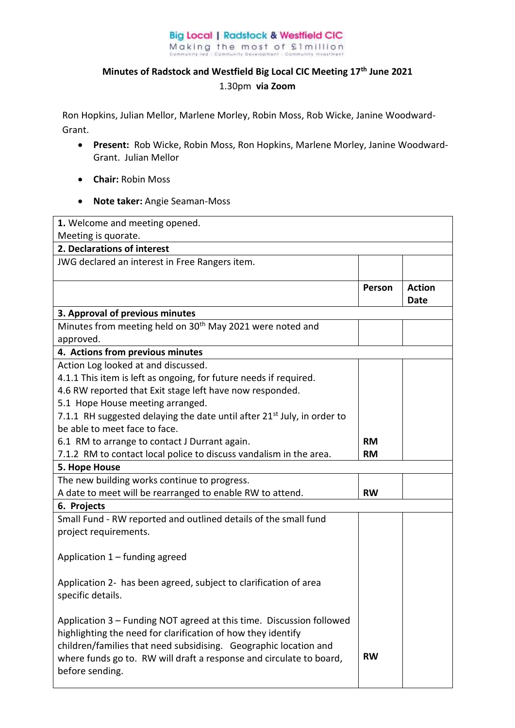Big Local | Radstock & Westfield CIC
Making the most of £1million
Community-led · Community Development · Community Investment

# Minutes of Radstock and Westfield Big Local CIC Meeting 17th June 2021

1.30pm **via Zoom**

Ron Hopkins, Julian Mellor, Marlene Morley, Robin Moss, Rob Wicke, Janine Woodward-Grant.

- **Present:** Rob Wicke, Robin Moss, Ron Hopkins, Marlene Morley, Janine Woodward-Grant. Julian Mellor
- **Chair:** Robin Moss
- **Note taker:** Angie Seaman-Moss

| | | |
|---|---|---|
| **1.** Welcome and meeting opened.<br>Meeting is quorate. | | |
| **2. Declarations of interest** | | |
| JWG declared an interest in Free Rangers item. | | |
| | **Person** | **Action Date** |
| **3. Approval of previous minutes** | | |
| Minutes from meeting held on 30th May 2021 were noted and approved. | | |
| **4. Actions from previous minutes** | | |
| Action Log looked at and discussed.<br>4.1.1 This item is left as ongoing, for future needs if required.<br>4.6 RW reported that Exit stage left have now responded.<br>5.1 Hope House meeting arranged.<br>7.1.1 RH suggested delaying the date until after 21st July, in order to be able to meet face to face.<br>6.1 RM to arrange to contact J Durrant again.<br>7.1.2 RM to contact local police to discuss vandalism in the area. | RM<br>RM | |
| **5. Hope House** | | |
| The new building works continue to progress.<br>A date to meet will be rearranged to enable RW to attend. | RW | |
| **6. Projects** | | |
| Small Fund - RW reported and outlined details of the small fund project requirements.<br><br>Application 1 – funding agreed<br><br>Application 2- has been agreed, subject to clarification of area specific details.<br><br>Application 3 – Funding NOT agreed at this time. Discussion followed highlighting the need for clarification of how they identify children/families that need subsidising. Geographic location and where funds go to. RW will draft a response and circulate to board, before sending. | RW | |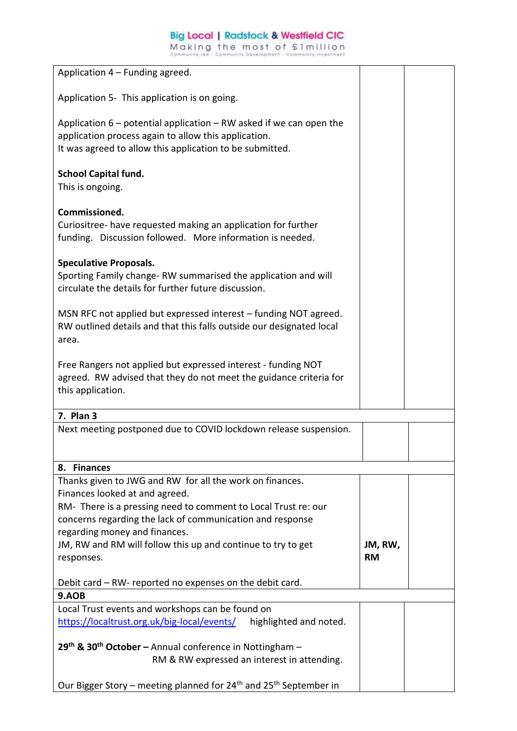| | | |
|---|---|---|
| Application 4 – Funding agreed.<br><br>Application 5- This application is on going.<br><br>Application 6 – potential application – RW asked if we can open the application process again to allow this application.<br>It was agreed to allow this application to be submitted.<br><br>**School Capital fund.**<br>This is ongoing.<br><br>**Commissioned.**<br>Curiositree- have requested making an application for further funding. Discussion followed. More information is needed.<br><br>**Speculative Proposals.**<br>Sporting Family change- RW summarised the application and will circulate the details for further future discussion.<br><br>MSN RFC not applied but expressed interest – funding NOT agreed. RW outlined details and that this falls outside our designated local area.<br><br>Free Rangers not applied but expressed interest - funding NOT agreed. RW advised that they do not meet the guidance criteria for this application. | | |
| **7. Plan 3** | | |
| Next meeting postponed due to COVID lockdown release suspension. | | |
| **8. Finances** | | |
| Thanks given to JWG and RW for all the work on finances.<br>Finances looked at and agreed.<br>RM- There is a pressing need to comment to Local Trust re: our concerns regarding the lack of communication and response regarding money and finances.<br>JM, RW and RM will follow this up and continue to try to get responses.<br><br>Debit card – RW- reported no expenses on the debit card. | **JM, RW, RM** | |
| **9.AOB** | | |
| Local Trust events and workshops can be found on [https://localtrust.org.uk/big-local/events/](https://localtrust.org.uk/big-local/events/) highlighted and noted.<br><br>**29th & 30th October –** Annual conference in Nottingham – RM & RW expressed an interest in attending.<br><br>Our Bigger Story – meeting planned for 24th and 25th September in | | |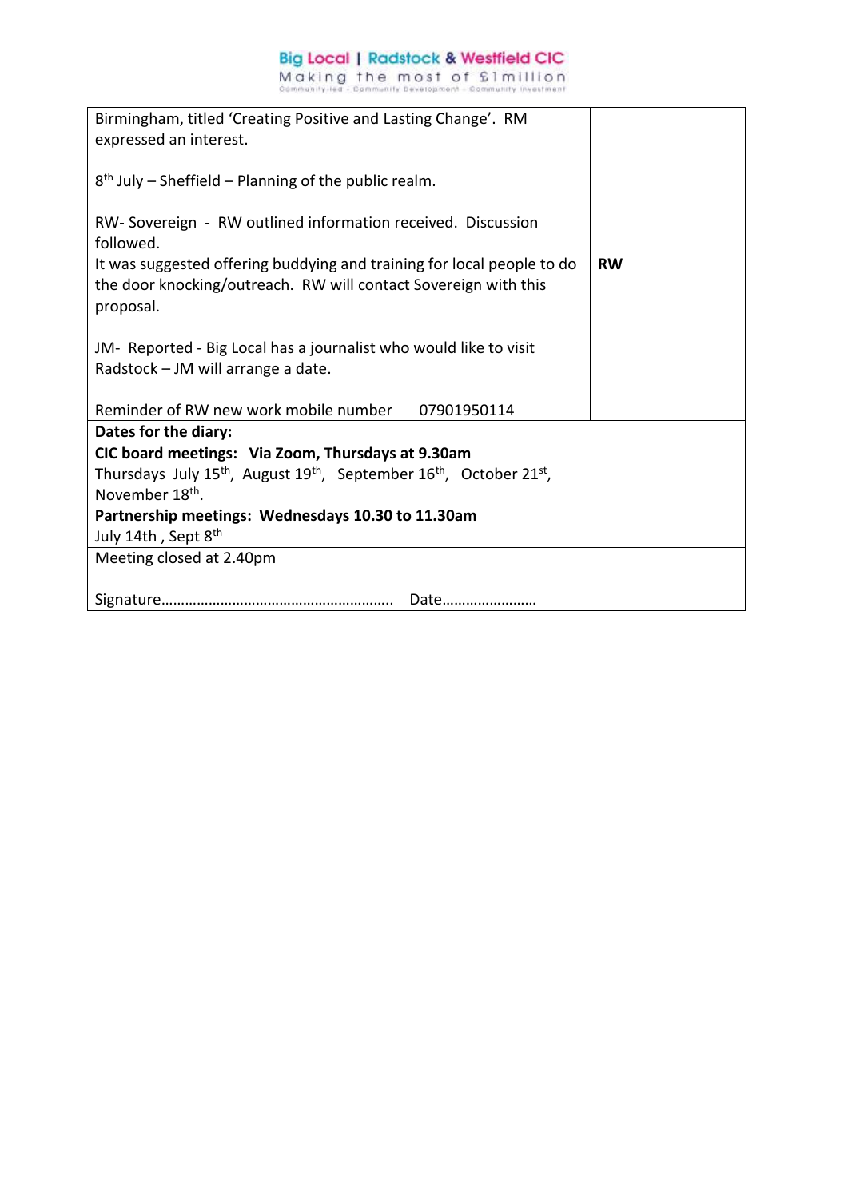| | | |
|---|---|---|
| Birmingham, titled 'Creating Positive and Lasting Change'. RM expressed an interest.<br><br>8th July – Sheffield – Planning of the public realm.<br><br>RW- Sovereign - RW outlined information received. Discussion followed.<br>It was suggested offering buddying and training for local people to do the door knocking/outreach. RW will contact Sovereign with this proposal.<br><br>JM- Reported - Big Local has a journalist who would like to visit Radstock – JM will arrange a date.<br><br>Reminder of RW new work mobile number 07901950114 | **RW** | |
| **Dates for the diary:** | | |
| **CIC board meetings: Via Zoom, Thursdays at 9.30am**<br>Thursdays July 15th, August 19th, September 16th, October 21st, November 18th.<br>**Partnership meetings: Wednesdays 10.30 to 11.30am**<br>July 14th , Sept 8th | | |
| Meeting closed at 2.40pm<br><br>Signature………………………………………………….. Date…………………… | | |